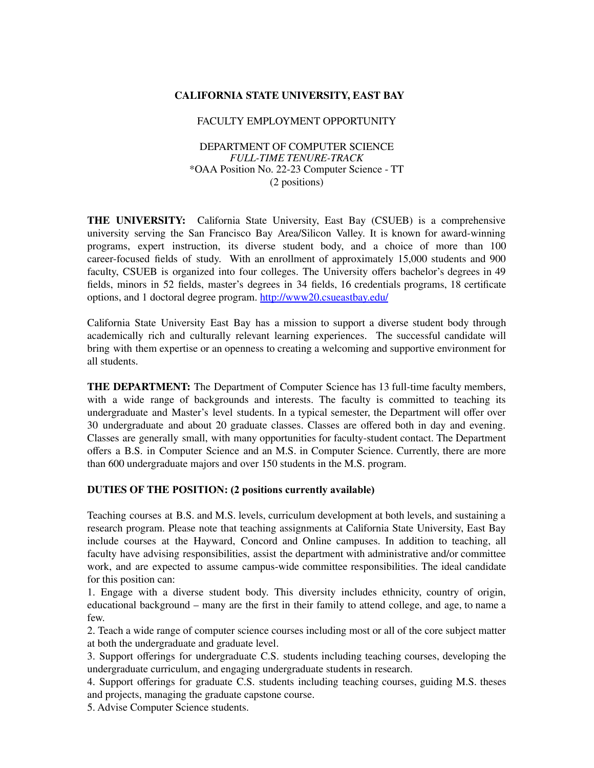# CALIFORNIA STATE UNIVERSITY, EAST BAY

FACULTY EMPLOYMENT OPPORTUNITY

DEPARTMENT OF COMPUTER SCIENCE
*FULL-TIME TENURE-TRACK*
*OAA Position No. 22-23 Computer Science - TT
(2 positions)

**THE UNIVERSITY:** California State University, East Bay (CSUEB) is a comprehensive university serving the San Francisco Bay Area/Silicon Valley. It is known for award-winning programs, expert instruction, its diverse student body, and a choice of more than 100 career-focused fields of study. With an enrollment of approximately 15,000 students and 900 faculty, CSUEB is organized into four colleges. The University offers bachelor's degrees in 49 fields, minors in 52 fields, master's degrees in 34 fields, 16 credentials programs, 18 certificate options, and 1 doctoral degree program. [http://www20.csueastbay.edu/](http://www20.csueastbay.edu/)

California State University East Bay has a mission to support a diverse student body through academically rich and culturally relevant learning experiences. The successful candidate will bring with them expertise or an openness to creating a welcoming and supportive environment for all students.

**THE DEPARTMENT:** The Department of Computer Science has 13 full-time faculty members, with a wide range of backgrounds and interests. The faculty is committed to teaching its undergraduate and Master's level students. In a typical semester, the Department will offer over 30 undergraduate and about 20 graduate classes. Classes are offered both in day and evening. Classes are generally small, with many opportunities for faculty-student contact. The Department offers a B.S. in Computer Science and an M.S. in Computer Science. Currently, there are more than 600 undergraduate majors and over 150 students in the M.S. program.

**DUTIES OF THE POSITION: (2 positions currently available)**

Teaching courses at B.S. and M.S. levels, curriculum development at both levels, and sustaining a research program. Please note that teaching assignments at California State University, East Bay include courses at the Hayward, Concord and Online campuses. In addition to teaching, all faculty have advising responsibilities, assist the department with administrative and/or committee work, and are expected to assume campus-wide committee responsibilities. The ideal candidate for this position can:

1. Engage with a diverse student body. This diversity includes ethnicity, country of origin, educational background – many are the first in their family to attend college, and age, to name a few.
2. Teach a wide range of computer science courses including most or all of the core subject matter at both the undergraduate and graduate level.
3. Support offerings for undergraduate C.S. students including teaching courses, developing the undergraduate curriculum, and engaging undergraduate students in research.
4. Support offerings for graduate C.S. students including teaching courses, guiding M.S. theses and projects, managing the graduate capstone course.
5. Advise Computer Science students.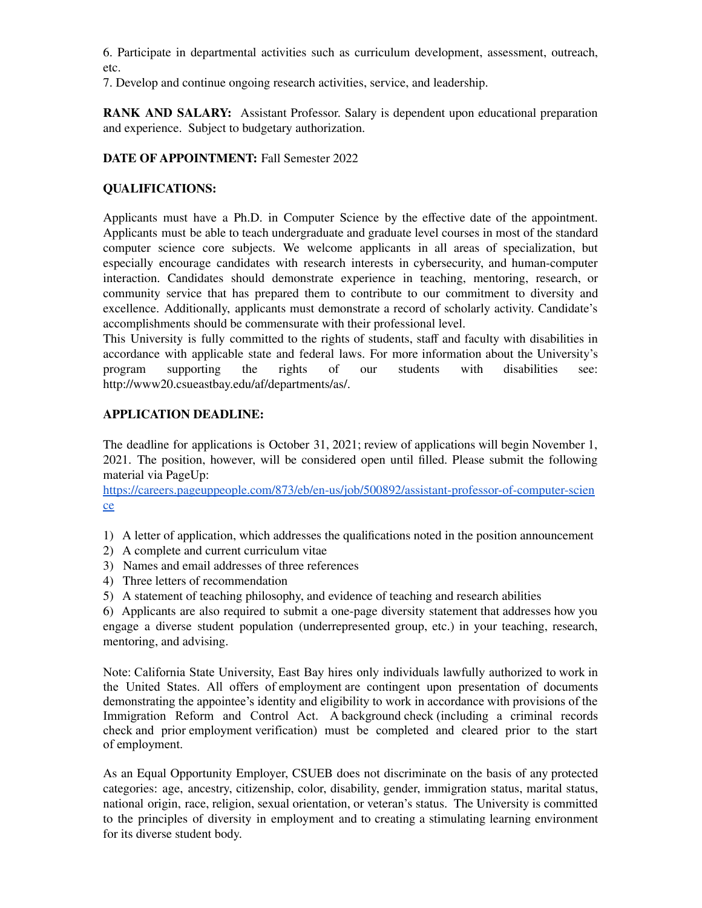6. Participate in departmental activities such as curriculum development, assessment, outreach, etc.
7. Develop and continue ongoing research activities, service, and leadership.

**RANK AND SALARY:** Assistant Professor. Salary is dependent upon educational preparation and experience. Subject to budgetary authorization.

**DATE OF APPOINTMENT:** Fall Semester 2022

**QUALIFICATIONS:**

Applicants must have a Ph.D. in Computer Science by the effective date of the appointment. Applicants must be able to teach undergraduate and graduate level courses in most of the standard computer science core subjects. We welcome applicants in all areas of specialization, but especially encourage candidates with research interests in cybersecurity, and human-computer interaction. Candidates should demonstrate experience in teaching, mentoring, research, or community service that has prepared them to contribute to our commitment to diversity and excellence. Additionally, applicants must demonstrate a record of scholarly activity. Candidate's accomplishments should be commensurate with their professional level.
This University is fully committed to the rights of students, staff and faculty with disabilities in accordance with applicable state and federal laws. For more information about the University's program supporting the rights of our students with disabilities see: http://www20.csueastbay.edu/af/departments/as/.

**APPLICATION DEADLINE:**

The deadline for applications is October 31, 2021; review of applications will begin November 1, 2021. The position, however, will be considered open until filled. Please submit the following material via PageUp:
https://careers.pageuppeople.com/873/eb/en-us/job/500892/assistant-professor-of-computer-science

1) A letter of application, which addresses the qualifications noted in the position announcement
2) A complete and current curriculum vitae
3) Names and email addresses of three references
4) Three letters of recommendation
5) A statement of teaching philosophy, and evidence of teaching and research abilities
6) Applicants are also required to submit a one-page diversity statement that addresses how you engage a diverse student population (underrepresented group, etc.) in your teaching, research, mentoring, and advising.

Note: California State University, East Bay hires only individuals lawfully authorized to work in the United States. All offers of employment are contingent upon presentation of documents demonstrating the appointee's identity and eligibility to work in accordance with provisions of the Immigration Reform and Control Act. A background check (including a criminal records check and prior employment verification) must be completed and cleared prior to the start of employment.

As an Equal Opportunity Employer, CSUEB does not discriminate on the basis of any protected categories: age, ancestry, citizenship, color, disability, gender, immigration status, marital status, national origin, race, religion, sexual orientation, or veteran's status. The University is committed to the principles of diversity in employment and to creating a stimulating learning environment for its diverse student body.